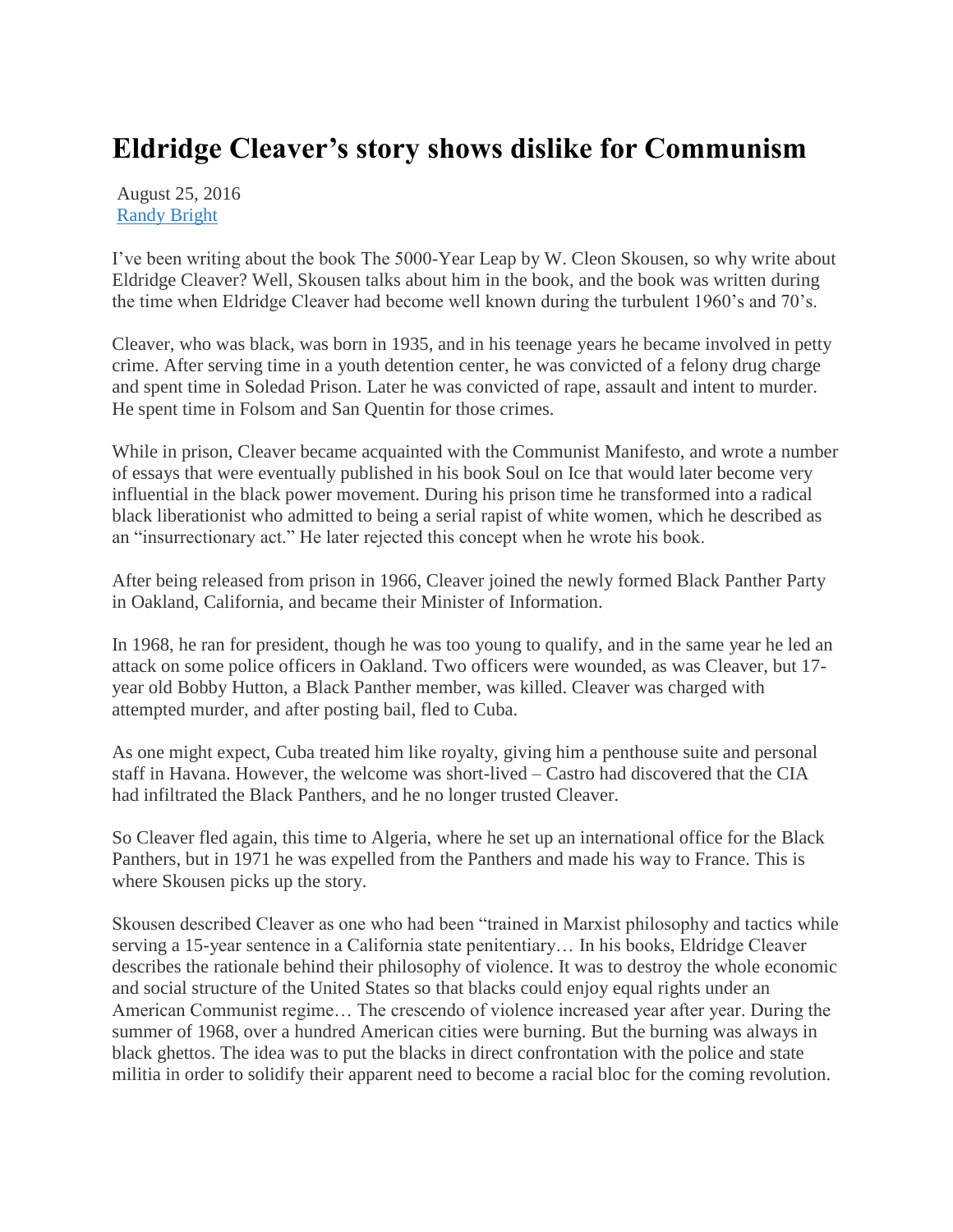# Eldridge Cleaver's story shows dislike for Communism

August 25, 2016
[Randy Bright]

I've been writing about the book The 5000-Year Leap by W. Cleon Skousen, so why write about Eldridge Cleaver? Well, Skousen talks about him in the book, and the book was written during the time when Eldridge Cleaver had become well known during the turbulent 1960's and 70's.

Cleaver, who was black, was born in 1935, and in his teenage years he became involved in petty crime. After serving time in a youth detention center, he was convicted of a felony drug charge and spent time in Soledad Prison. Later he was convicted of rape, assault and intent to murder. He spent time in Folsom and San Quentin for those crimes.

While in prison, Cleaver became acquainted with the Communist Manifesto, and wrote a number of essays that were eventually published in his book Soul on Ice that would later become very influential in the black power movement. During his prison time he transformed into a radical black liberationist who admitted to being a serial rapist of white women, which he described as an "insurrectionary act." He later rejected this concept when he wrote his book.

After being released from prison in 1966, Cleaver joined the newly formed Black Panther Party in Oakland, California, and became their Minister of Information.

In 1968, he ran for president, though he was too young to qualify, and in the same year he led an attack on some police officers in Oakland. Two officers were wounded, as was Cleaver, but 17-year old Bobby Hutton, a Black Panther member, was killed. Cleaver was charged with attempted murder, and after posting bail, fled to Cuba.

As one might expect, Cuba treated him like royalty, giving him a penthouse suite and personal staff in Havana. However, the welcome was short-lived – Castro had discovered that the CIA had infiltrated the Black Panthers, and he no longer trusted Cleaver.

So Cleaver fled again, this time to Algeria, where he set up an international office for the Black Panthers, but in 1971 he was expelled from the Panthers and made his way to France. This is where Skousen picks up the story.

Skousen described Cleaver as one who had been "trained in Marxist philosophy and tactics while serving a 15-year sentence in a California state penitentiary… In his books, Eldridge Cleaver describes the rationale behind their philosophy of violence. It was to destroy the whole economic and social structure of the United States so that blacks could enjoy equal rights under an American Communist regime… The crescendo of violence increased year after year. During the summer of 1968, over a hundred American cities were burning. But the burning was always in black ghettos. The idea was to put the blacks in direct confrontation with the police and state militia in order to solidify their apparent need to become a racial bloc for the coming revolution.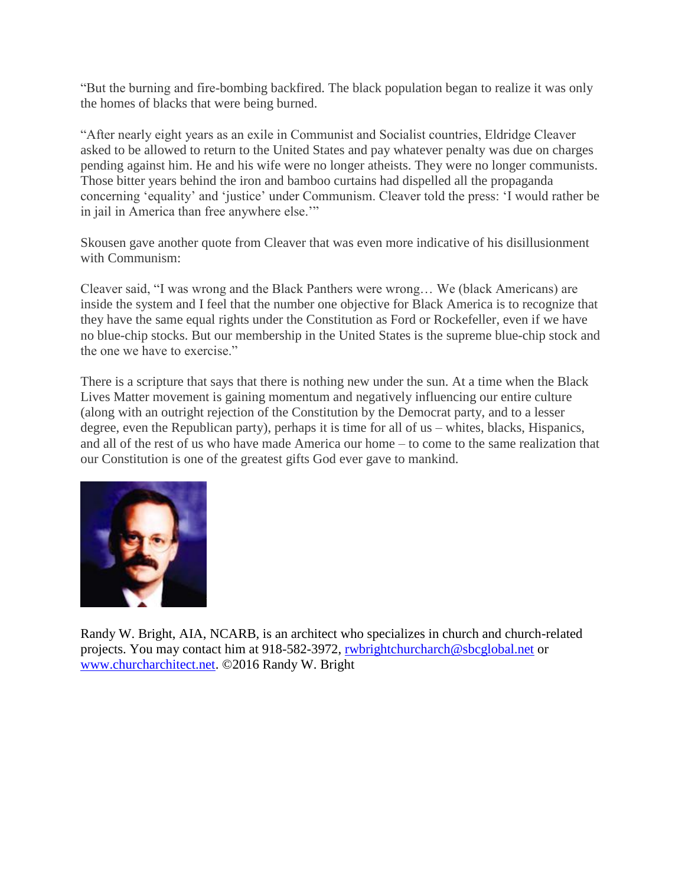"But the burning and fire-bombing backfired. The black population began to realize it was only the homes of blacks that were being burned.

"After nearly eight years as an exile in Communist and Socialist countries, Eldridge Cleaver asked to be allowed to return to the United States and pay whatever penalty was due on charges pending against him. He and his wife were no longer atheists. They were no longer communists. Those bitter years behind the iron and bamboo curtains had dispelled all the propaganda concerning 'equality' and 'justice' under Communism. Cleaver told the press: 'I would rather be in jail in America than free anywhere else.'"

Skousen gave another quote from Cleaver that was even more indicative of his disillusionment with Communism:

Cleaver said, "I was wrong and the Black Panthers were wrong… We (black Americans) are inside the system and I feel that the number one objective for Black America is to recognize that they have the same equal rights under the Constitution as Ford or Rockefeller, even if we have no blue-chip stocks. But our membership in the United States is the supreme blue-chip stock and the one we have to exercise."

There is a scripture that says that there is nothing new under the sun. At a time when the Black Lives Matter movement is gaining momentum and negatively influencing our entire culture (along with an outright rejection of the Constitution by the Democrat party, and to a lesser degree, even the Republican party), perhaps it is time for all of us – whites, blacks, Hispanics, and all of the rest of us who have made America our home – to come to the same realization that our Constitution is one of the greatest gifts God ever gave to mankind.

Randy W. Bright, AIA, NCARB, is an architect who specializes in church and church-related projects. You may contact him at 918-582-3972, rwbrightchurcharch@sbcglobal.net or www.churcharchitect.net. ©2016 Randy W. Bright